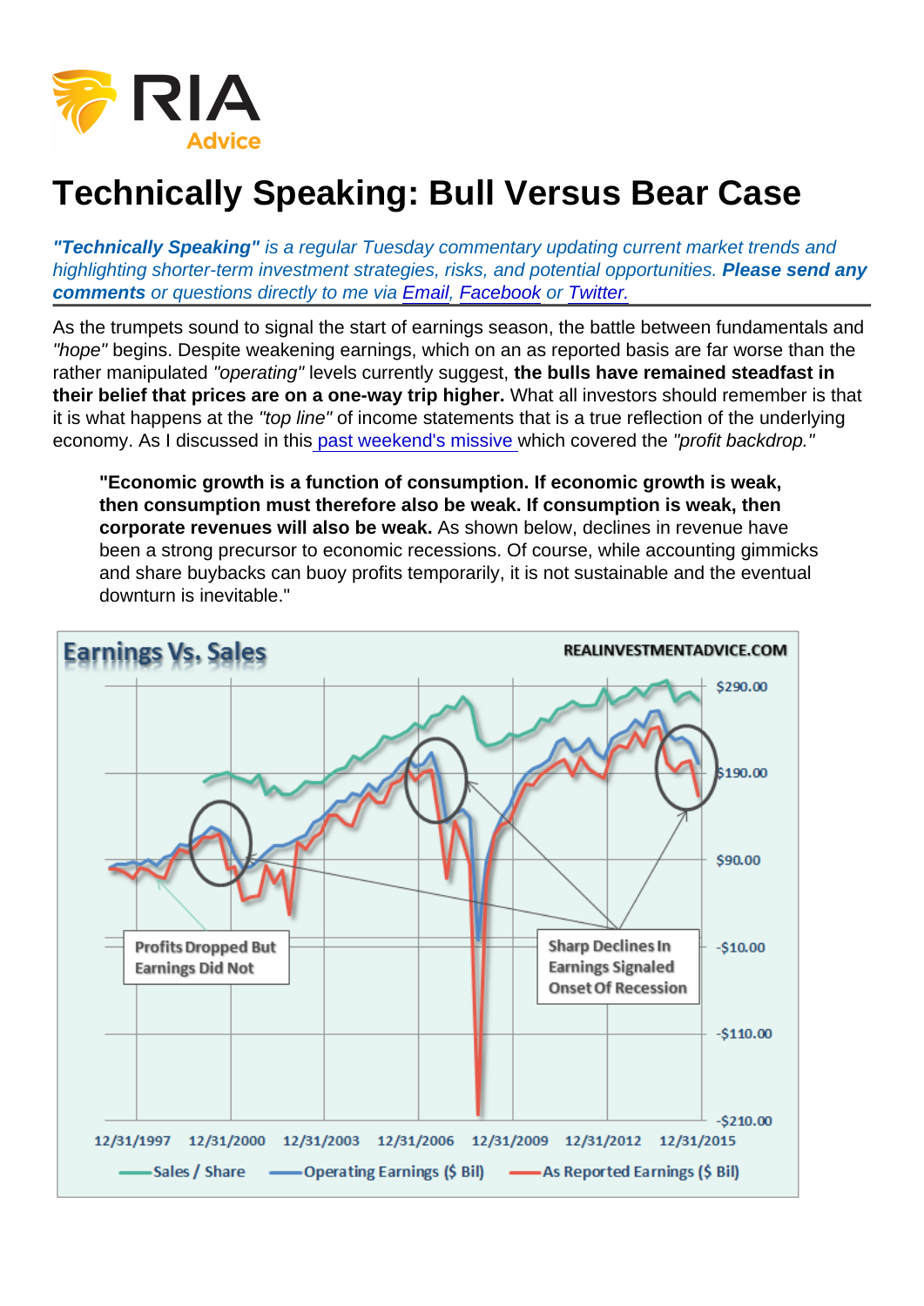# Technically Speaking: Bull Versus Bear Case

***"Technically Speaking"** is a regular Tuesday commentary updating current market trends and highlighting shorter-term investment strategies, risks, and potential opportunities. **Please send any comments** or questions directly to me via Email, Facebook or Twitter.*

As the trumpets sound to signal the start of earnings season, the battle between fundamentals and *"hope"* begins. Despite weakening earnings, which on an as reported basis are far worse than the rather manipulated *"operating"* levels currently suggest, **the bulls have remained steadfast in their belief that prices are on a one-way trip higher.** What all investors should remember is that it is what happens at the *"top line"* of income statements that is a true reflection of the underlying economy. As I discussed in this past weekend's missive which covered the *"profit backdrop."*

> **"Economic growth is a function of consumption. If economic growth is weak, then consumption must therefore also be weak. If consumption is weak, then corporate revenues will also be weak.** As shown below, declines in revenue have been a strong precursor to economic recessions. Of course, while accounting gimmicks and share buybacks can buoy profits temporarily, it is not sustainable and the eventual downturn is inevitable."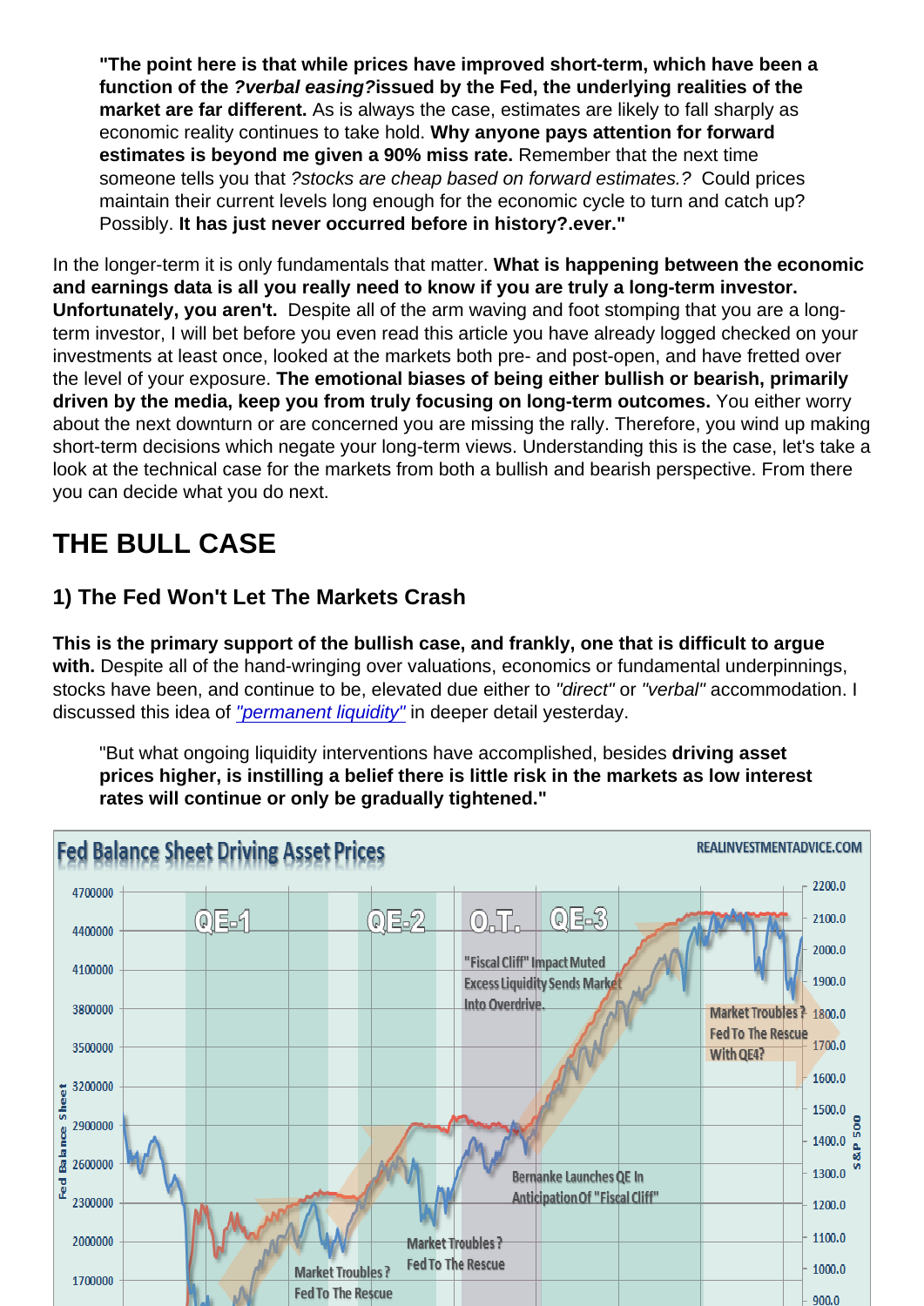> **"The point here is that while prices have improved short-term, which have been a function of the *?verbal easing?*issued by the Fed, the underlying realities of the market are far different.** As is always the case, estimates are likely to fall sharply as economic reality continues to take hold. **Why anyone pays attention for forward estimates is beyond me given a 90% miss rate.** Remember that the next time someone tells you that *?stocks are cheap based on forward estimates.?* Could prices maintain their current levels long enough for the economic cycle to turn and catch up? Possibly. **It has just never occurred before in history?.ever."**

In the longer-term it is only fundamentals that matter. **What is happening between the economic and earnings data is all you really need to know if you are truly a long-term investor. Unfortunately, you aren't.** Despite all of the arm waving and foot stomping that you are a long-term investor, I will bet before you even read this article you have already logged checked on your investments at least once, looked at the markets both pre- and post-open, and have fretted over the level of your exposure. **The emotional biases of being either bullish or bearish, primarily driven by the media, keep you from truly focusing on long-term outcomes.** You either worry about the next downturn or are concerned you are missing the rally. Therefore, you wind up making short-term decisions which negate your long-term views. Understanding this is the case, let's take a look at the technical case for the markets from both a bullish and bearish perspective. From there you can decide what you do next.

## THE BULL CASE

### 1) The Fed Won't Let The Markets Crash

**This is the primary support of the bullish case, and frankly, one that is difficult to argue with.** Despite all of the hand-wringing over valuations, economics or fundamental underpinnings, stocks have been, and continue to be, elevated due either to *"direct"* or *"verbal"* accommodation. I discussed this idea of *"permanent liquidity"* in deeper detail yesterday.

> "But what ongoing liquidity interventions have accomplished, besides **driving asset prices higher, is instilling a belief there is little risk in the markets as low interest rates will continue or only be gradually tightened."**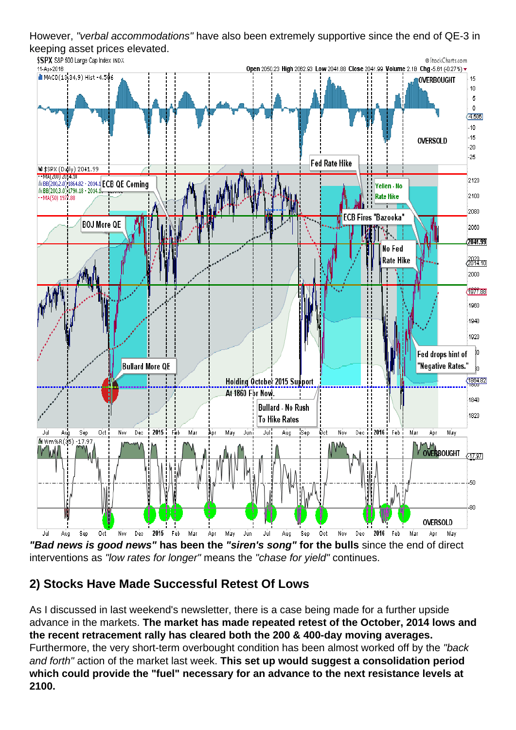However, *"verbal accommodations"* have also been extremely supportive since the end of QE-3 in keeping asset prices elevated.

***"Bad news is good news"*** **has been the** ***"siren's song"*** **for the bulls** since the end of direct interventions as *"low rates for longer"* means the *"chase for yield"* continues.

## 2) Stocks Have Made Successful Retest Of Lows

As I discussed in last weekend's newsletter, there is a case being made for a further upside advance in the markets. **The market has made repeated retest of the October, 2014 lows and the recent retracement rally has cleared both the 200 & 400-day moving averages.** Furthermore, the very short-term overbought condition has been almost worked off by the *"back and forth"* action of the market last week. **This set up would suggest a consolidation period which could provide the "fuel" necessary for an advance to the next resistance levels at 2100.**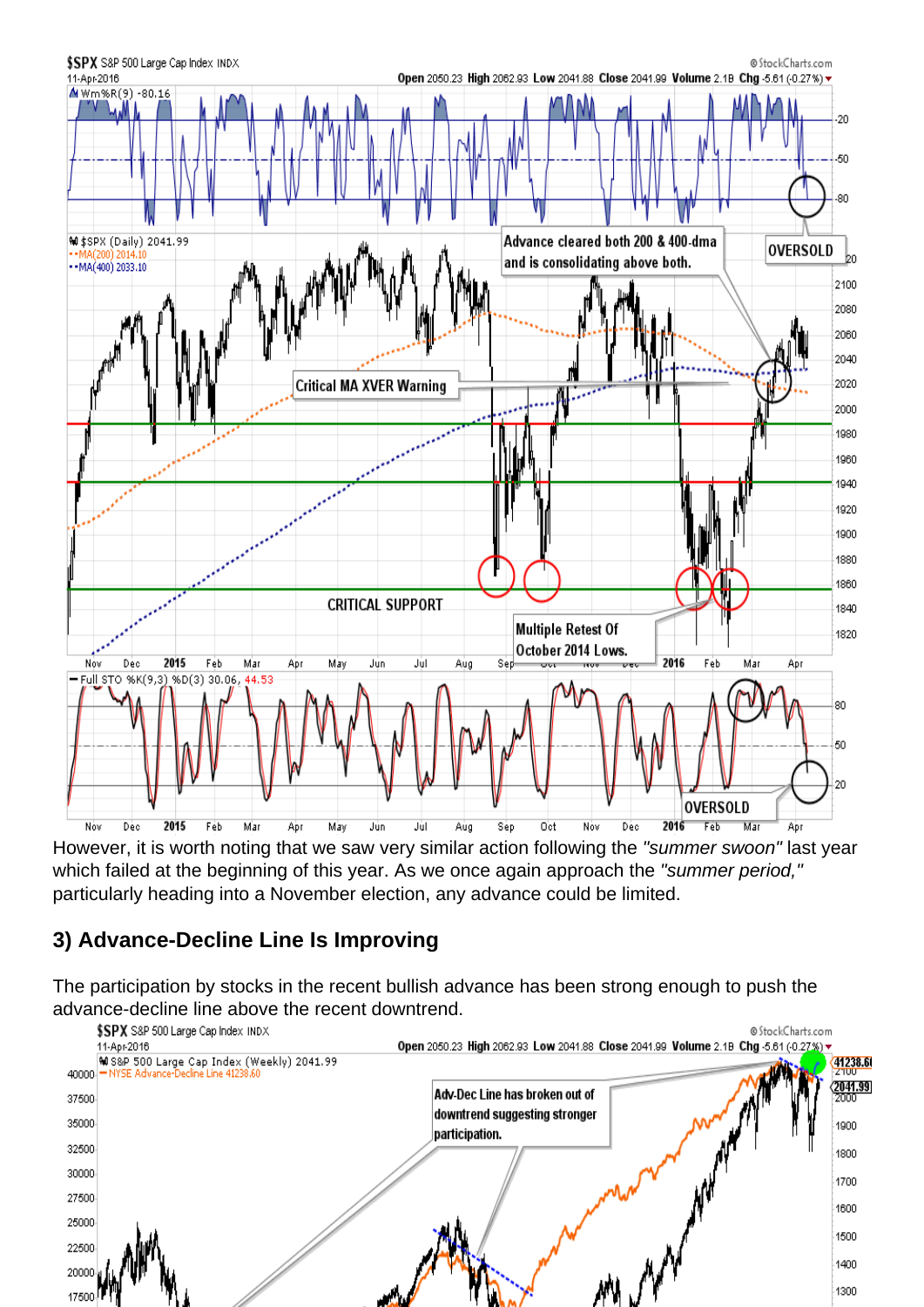However, it is worth noting that we saw very similar action following the *"summer swoon"* last year which failed at the beginning of this year. As we once again approach the *"summer period,"* particularly heading into a November election, any advance could be limited.

### 3) Advance-Decline Line Is Improving

The participation by stocks in the recent bullish advance has been strong enough to push the advance-decline line above the recent downtrend.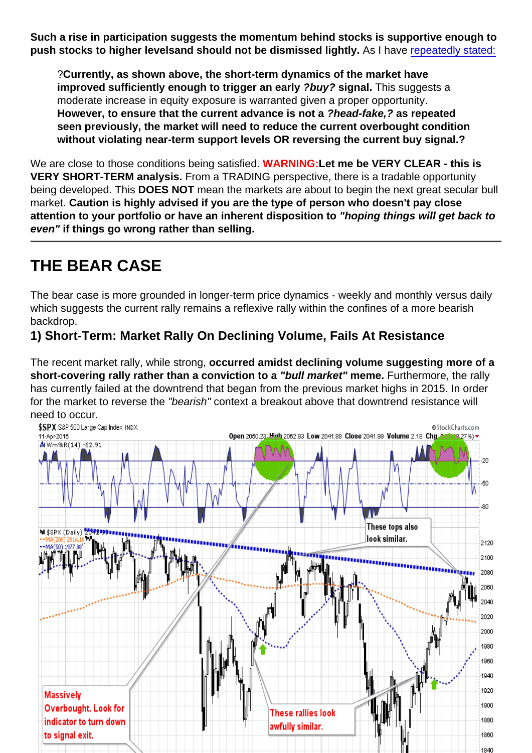**Such a rise in participation suggests the momentum behind stocks is supportive enough to push stocks to higher levelsand should not be dismissed lightly.** As I have repeatedly stated:

> ?**Currently, as shown above, the short-term dynamics of the market have improved sufficiently enough to trigger an early *?buy?* signal.** This suggests a moderate increase in equity exposure is warranted given a proper opportunity. **However, to ensure that the current advance is not a *?head-fake,?* as repeated seen previously, the market will need to reduce the current overbought condition without violating near-term support levels OR reversing the current buy signal.?**

We are close to those conditions being satisfied. **WARNING:Let me be VERY CLEAR - this is VERY SHORT-TERM analysis.** From a TRADING perspective, there is a tradable opportunity being developed. This **DOES NOT** mean the markets are about to begin the next great secular bull market. **Caution is highly advised if you are the type of person who doesn't pay close attention to your portfolio or have an inherent disposition to *"hoping things will get back to even"* if things go wrong rather than selling.**

---

## THE BEAR CASE

The bear case is more grounded in longer-term price dynamics - weekly and monthly versus daily which suggests the current rally remains a reflexive rally within the confines of a more bearish backdrop.

### 1) Short-Term: Market Rally On Declining Volume, Fails At Resistance

The recent market rally, while strong, **occurred amidst declining volume suggesting more of a short-covering rally rather than a conviction to a *"bull market"* meme.** Furthermore, the rally has currently failed at the downtrend that began from the previous market highs in 2015. In order for the market to reverse the *"bearish"* context a breakout above that downtrend resistance will need to occur.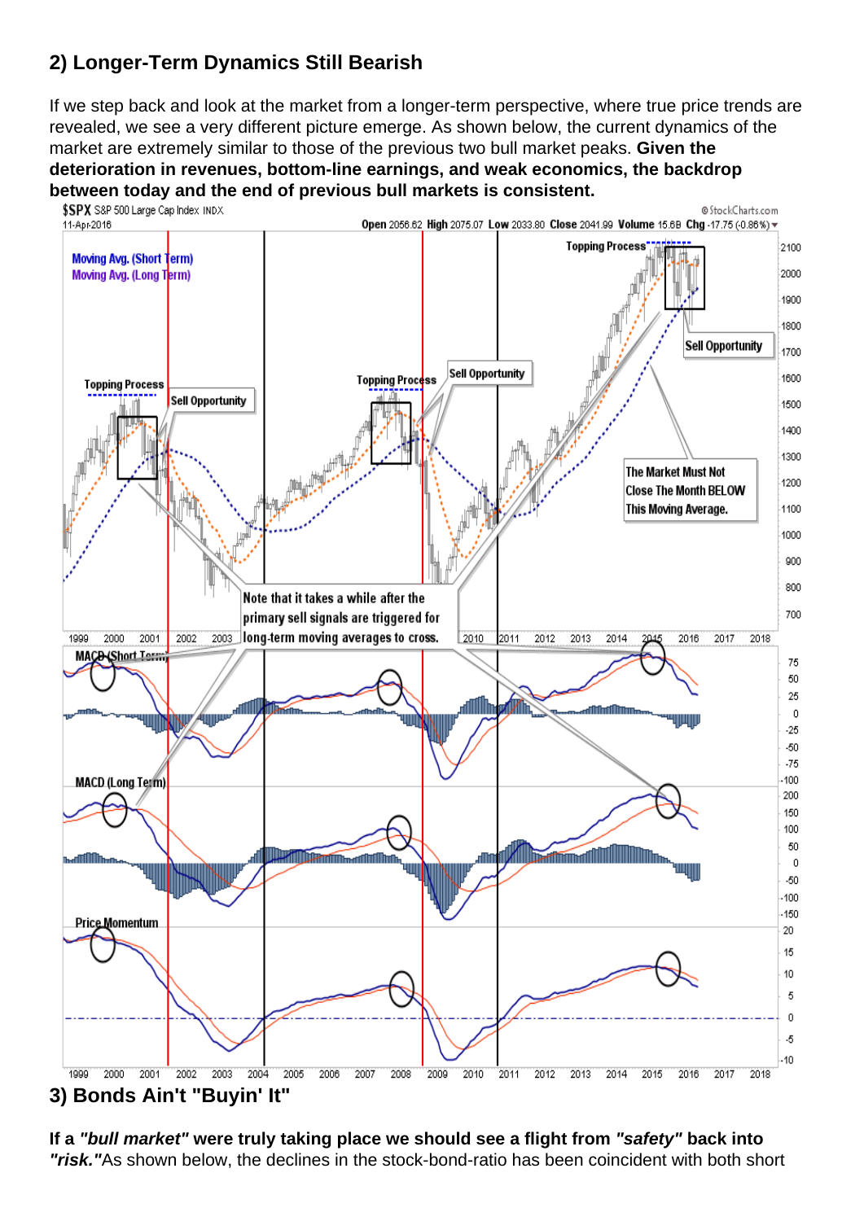## 2) Longer-Term Dynamics Still Bearish

If we step back and look at the market from a longer-term perspective, where true price trends are revealed, we see a very different picture emerge. As shown below, the current dynamics of the market are extremely similar to those of the previous two bull market peaks. **Given the deterioration in revenues, bottom-line earnings, and weak economics, the backdrop between today and the end of previous bull markets is consistent.**

## 3) Bonds Ain't "Buyin' It"

**If a *"bull market"* were truly taking place we should see a flight from *"safety"* back into *"risk."*** As shown below, the declines in the stock-bond-ratio has been coincident with both short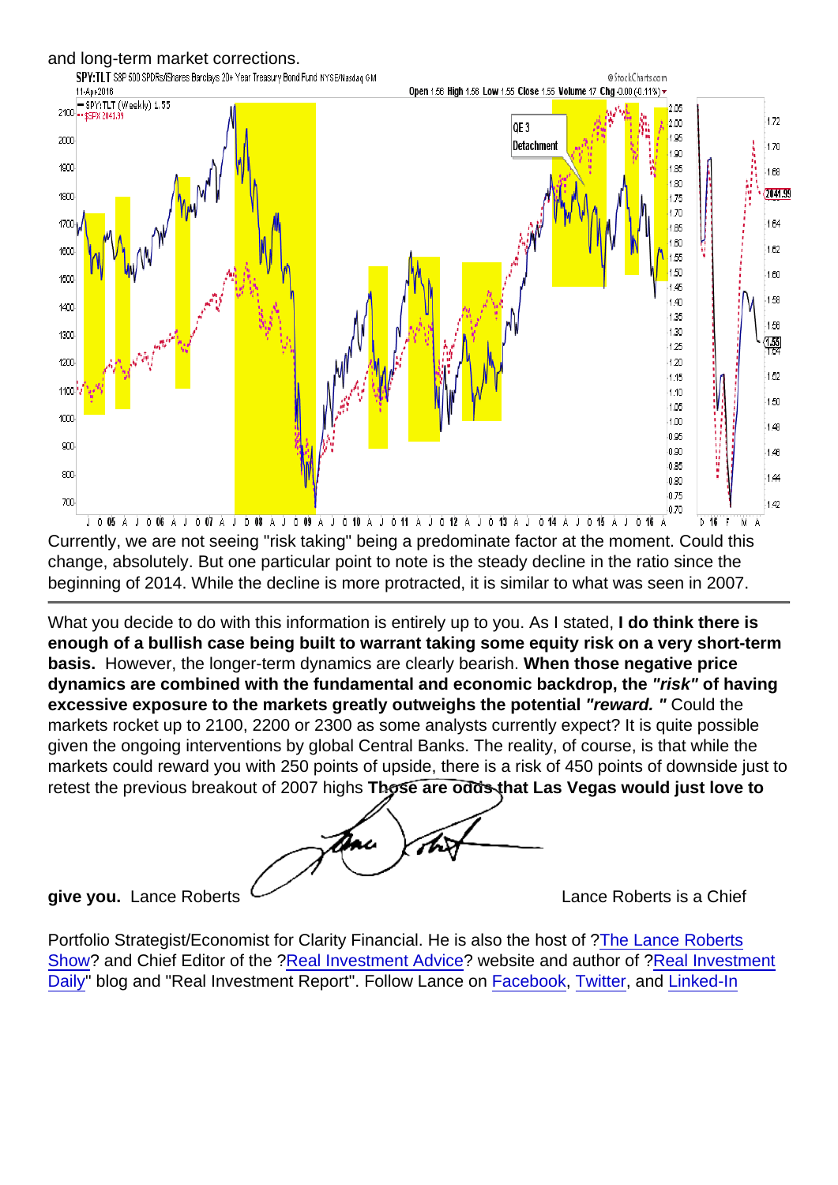and long-term market corrections.

SPY:TLT S&P 500 SPDRs/iShares Barclays 20+ Year Treasury Bond Fund NYSE/Nasdaq GM
11-Apr-2016
Open 1.56 High 1.56 Low 1.55 Close 1.55 Volume 17 Chg -0.00 (-0.11%)
SPY:TLT (Weekly) 1.55
$SPX 2041.39
QE 3
Detachment
@StockCharts.com

Currently, we are not seeing "risk taking" being a predominate factor at the moment. Could this change, absolutely. But one particular point to note is the steady decline in the ratio since the beginning of 2014. While the decline is more protracted, it is similar to what was seen in 2007.

---

What you decide to do with this information is entirely up to you. As I stated, **I do think there is enough of a bullish case being built to warrant taking some equity risk on a very short-term basis.** However, the longer-term dynamics are clearly bearish. **When those negative price dynamics are combined with the fundamental and economic backdrop, the *"risk"* of having excessive exposure to the markets greatly outweighs the potential *"reward."*** Could the markets rocket up to 2100, 2200 or 2300 as some analysts currently expect? It is quite possible given the ongoing interventions by global Central Banks. The reality, of course, is that while the markets could reward you with 250 points of upside, there is a risk of 450 points of downside just to retest the previous breakout of 2007 highs **These are odds that Las Vegas would just love to give you.** Lance Roberts

Lance Roberts is a Chief Portfolio Strategist/Economist for Clarity Financial. He is also the host of ?The Lance Roberts Show? and Chief Editor of the ?Real Investment Advice? website and author of ?Real Investment Daily" blog and "Real Investment Report". Follow Lance on Facebook, Twitter, and Linked-In